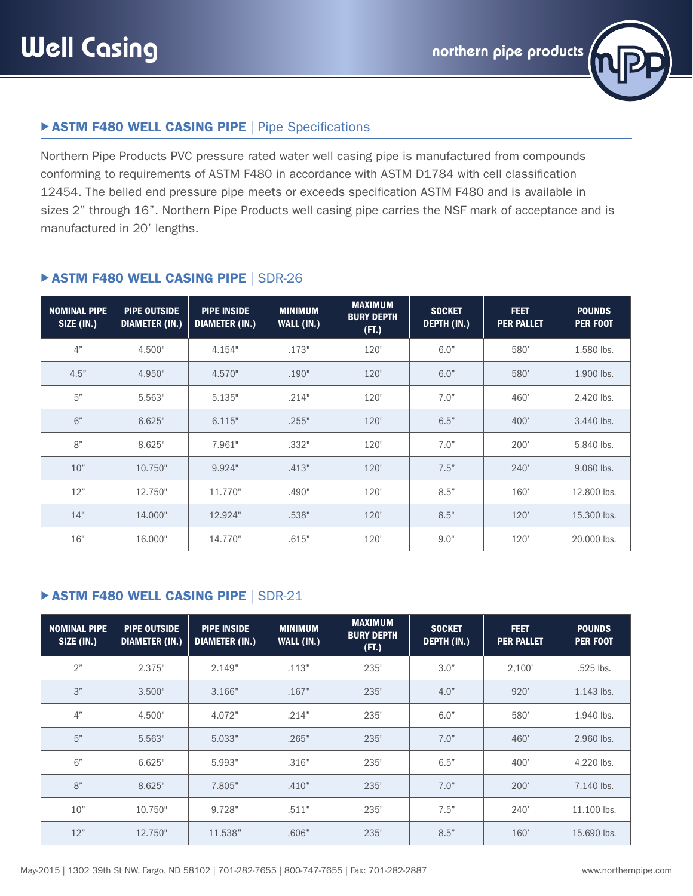# Well Casing

northern pipe products

## ▶ ASTM F480 WELL CASING PIPE | Pipe Specifications

Northern Pipe Products PVC pressure rated water well casing pipe is manufactured from compounds conforming to requirements of ASTM F480 in accordance with ASTM D1784 with cell classification 12454. The belled end pressure pipe meets or exceeds specification ASTM F480 and is available in sizes 2" through 16". Northern Pipe Products well casing pipe carries the NSF mark of acceptance and is manufactured in 20' lengths.

## ▶ ASTM F480 WELL CASING PIPE | SDR-26

| NOMINAL PIPE SIZE (IN.) | PIPE OUTSIDE DIAMETER (IN.) | PIPE INSIDE DIAMETER (IN.) | MINIMUM WALL (IN.) | MAXIMUM BURY DEPTH (FT.) | SOCKET DEPTH (IN.) | FEET PER PALLET | POUNDS PER FOOT |
|---|---|---|---|---|---|---|---|
| 4" | 4.500" | 4.154" | .173" | 120' | 6.0" | 580' | 1.580 lbs. |
| 4.5" | 4.950" | 4.570" | .190" | 120' | 6.0" | 580' | 1.900 lbs. |
| 5" | 5.563" | 5.135" | .214" | 120' | 7.0" | 460' | 2.420 lbs. |
| 6" | 6.625" | 6.115" | .255" | 120' | 6.5" | 400' | 3.440 lbs. |
| 8" | 8.625" | 7.961" | .332" | 120' | 7.0" | 200' | 5.840 lbs. |
| 10" | 10.750" | 9.924" | .413" | 120' | 7.5" | 240' | 9.060 lbs. |
| 12" | 12.750" | 11.770" | .490" | 120' | 8.5" | 160' | 12.800 lbs. |
| 14" | 14.000" | 12.924" | .538" | 120' | 8.5" | 120' | 15.300 lbs. |
| 16" | 16.000" | 14.770" | .615" | 120' | 9.0" | 120' | 20.000 lbs. |

## ▶ ASTM F480 WELL CASING PIPE | SDR-21

| NOMINAL PIPE SIZE (IN.) | PIPE OUTSIDE DIAMETER (IN.) | PIPE INSIDE DIAMETER (IN.) | MINIMUM WALL (IN.) | MAXIMUM BURY DEPTH (FT.) | SOCKET DEPTH (IN.) | FEET PER PALLET | POUNDS PER FOOT |
|---|---|---|---|---|---|---|---|
| 2" | 2.375" | 2.149" | .113" | 235' | 3.0" | 2,100' | .525 lbs. |
| 3" | 3.500" | 3.166" | .167" | 235' | 4.0" | 920' | 1.143 lbs. |
| 4" | 4.500" | 4.072" | .214" | 235' | 6.0" | 580' | 1.940 lbs. |
| 5" | 5.563" | 5.033" | .265" | 235' | 7.0" | 460' | 2.960 lbs. |
| 6" | 6.625" | 5.993" | .316" | 235' | 6.5" | 400' | 4.220 lbs. |
| 8" | 8.625" | 7.805" | .410" | 235' | 7.0" | 200' | 7.140 lbs. |
| 10" | 10.750" | 9.728" | .511" | 235' | 7.5" | 240' | 11.100 lbs. |
| 12" | 12.750" | 11.538" | .606" | 235' | 8.5" | 160' | 15.690 lbs. |

May-2015 | 1302 39th St NW, Fargo, ND 58102 | 701-282-7655 | 800-747-7655 | Fax: 701-282-2887 www.northernpipe.com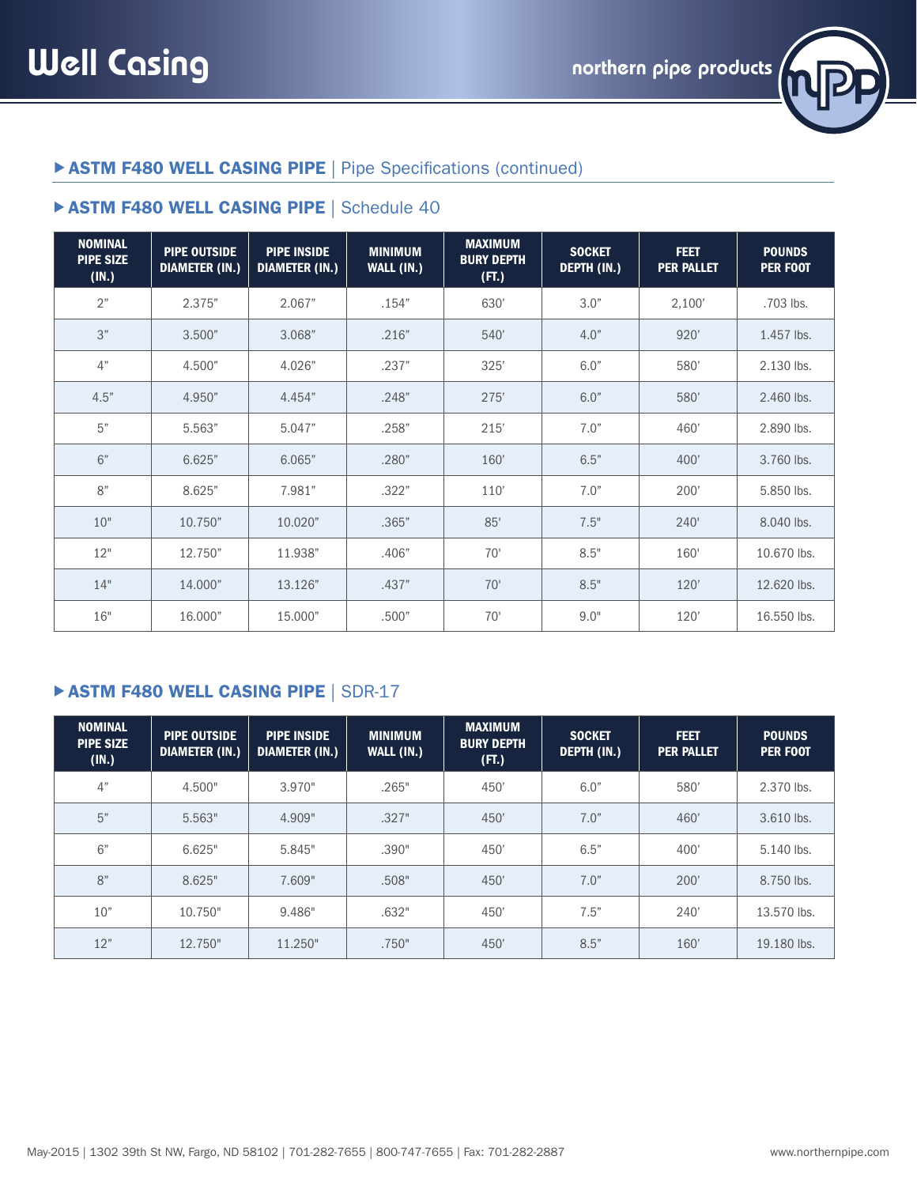# Well Casing

northern pipe products

## ▶ ASTM F480 WELL CASING PIPE | Pipe Specifications (continued)

### ▶ ASTM F480 WELL CASING PIPE | Schedule 40

| NOMINAL PIPE SIZE (IN.) | PIPE OUTSIDE DIAMETER (IN.) | PIPE INSIDE DIAMETER (IN.) | MINIMUM WALL (IN.) | MAXIMUM BURY DEPTH (FT.) | SOCKET DEPTH (IN.) | FEET PER PALLET | POUNDS PER FOOT |
|---|---|---|---|---|---|---|---|
| 2" | 2.375" | 2.067" | .154" | 630' | 3.0" | 2,100' | .703 lbs. |
| 3" | 3.500" | 3.068" | .216" | 540' | 4.0" | 920' | 1.457 lbs. |
| 4" | 4.500" | 4.026" | .237" | 325' | 6.0" | 580' | 2.130 lbs. |
| 4.5" | 4.950" | 4.454" | .248" | 275' | 6.0" | 580' | 2.460 lbs. |
| 5" | 5.563" | 5.047" | .258" | 215' | 7.0" | 460' | 2.890 lbs. |
| 6" | 6.625" | 6.065" | .280" | 160' | 6.5" | 400' | 3.760 lbs. |
| 8" | 8.625" | 7.981" | .322" | 110' | 7.0" | 200' | 5.850 lbs. |
| 10" | 10.750" | 10.020" | .365" | 85' | 7.5" | 240' | 8.040 lbs. |
| 12" | 12.750" | 11.938" | .406" | 70' | 8.5" | 160' | 10.670 lbs. |
| 14" | 14.000" | 13.126" | .437" | 70' | 8.5" | 120' | 12.620 lbs. |
| 16" | 16.000" | 15.000" | .500" | 70' | 9.0" | 120' | 16.550 lbs. |

### ▶ ASTM F480 WELL CASING PIPE | SDR-17

| NOMINAL PIPE SIZE (IN.) | PIPE OUTSIDE DIAMETER (IN.) | PIPE INSIDE DIAMETER (IN.) | MINIMUM WALL (IN.) | MAXIMUM BURY DEPTH (FT.) | SOCKET DEPTH (IN.) | FEET PER PALLET | POUNDS PER FOOT |
|---|---|---|---|---|---|---|---|
| 4" | 4.500" | 3.970" | .265" | 450' | 6.0" | 580' | 2.370 lbs. |
| 5" | 5.563" | 4.909" | .327" | 450' | 7.0" | 460' | 3.610 lbs. |
| 6" | 6.625" | 5.845" | .390" | 450' | 6.5" | 400' | 5.140 lbs. |
| 8" | 8.625" | 7.609" | .508" | 450' | 7.0" | 200' | 8.750 lbs. |
| 10" | 10.750" | 9.486" | .632" | 450' | 7.5" | 240' | 13.570 lbs. |
| 12" | 12.750" | 11.250" | .750" | 450' | 8.5" | 160' | 19.180 lbs. |

May-2015 | 1302 39th St NW, Fargo, ND 58102 | 701-282-7655 | 800-747-7655 | Fax: 701-282-2887 www.northernpipe.com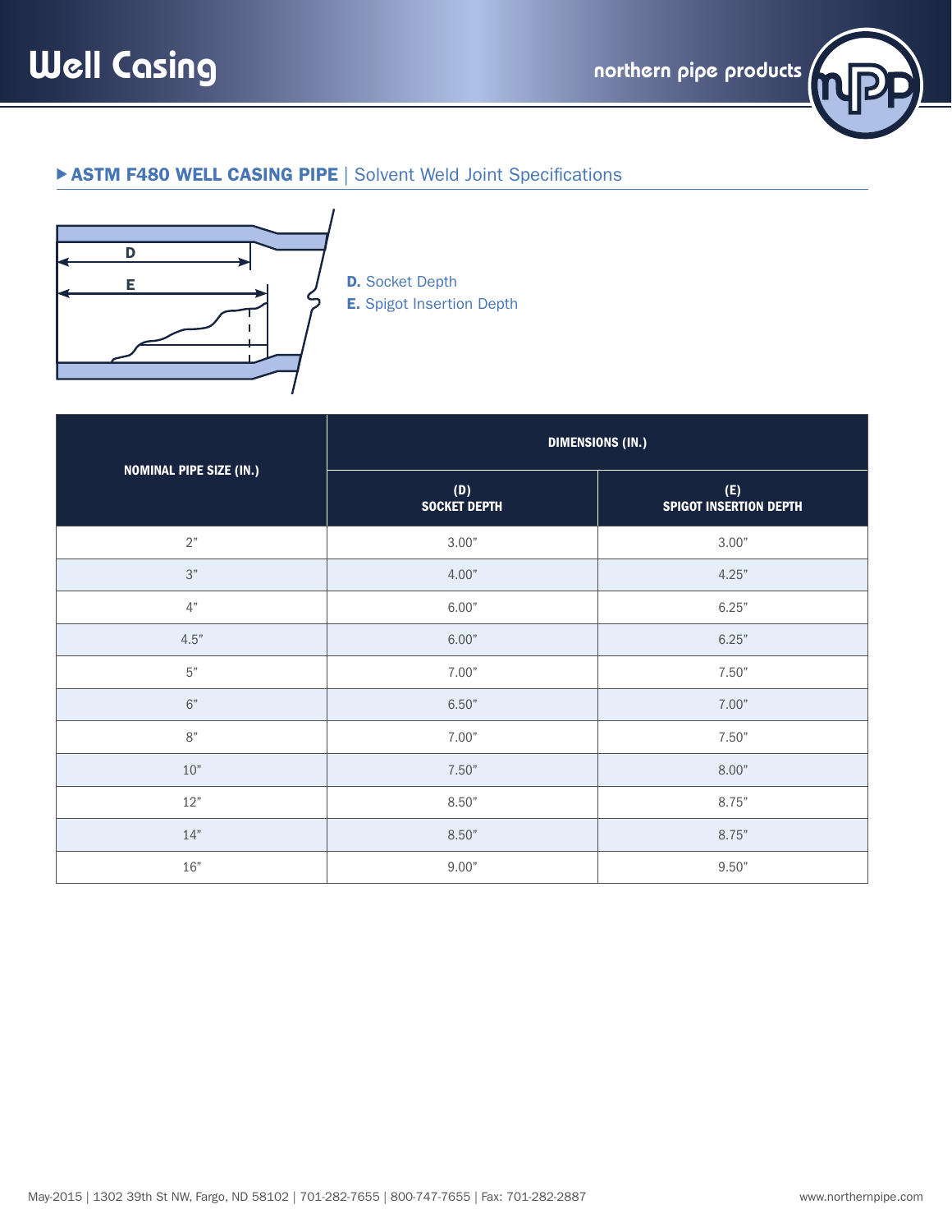# Well Casing

## ▶ ASTM F480 WELL CASING PIPE | Solvent Weld Joint Specifications

D

E

**D.** Socket Depth
**E.** Spigot Insertion Depth

| NOMINAL PIPE SIZE (IN.) | DIMENSIONS (IN.) | |
|---|---|---|
| | (D) SOCKET DEPTH | (E) SPIGOT INSERTION DEPTH |
| 2" | 3.00" | 3.00" |
| 3" | 4.00" | 4.25" |
| 4" | 6.00" | 6.25" |
| 4.5" | 6.00" | 6.25" |
| 5" | 7.00" | 7.50" |
| 6" | 6.50" | 7.00" |
| 8" | 7.00" | 7.50" |
| 10" | 7.50" | 8.00" |
| 12" | 8.50" | 8.75" |
| 14" | 8.50" | 8.75" |
| 16" | 9.00" | 9.50" |